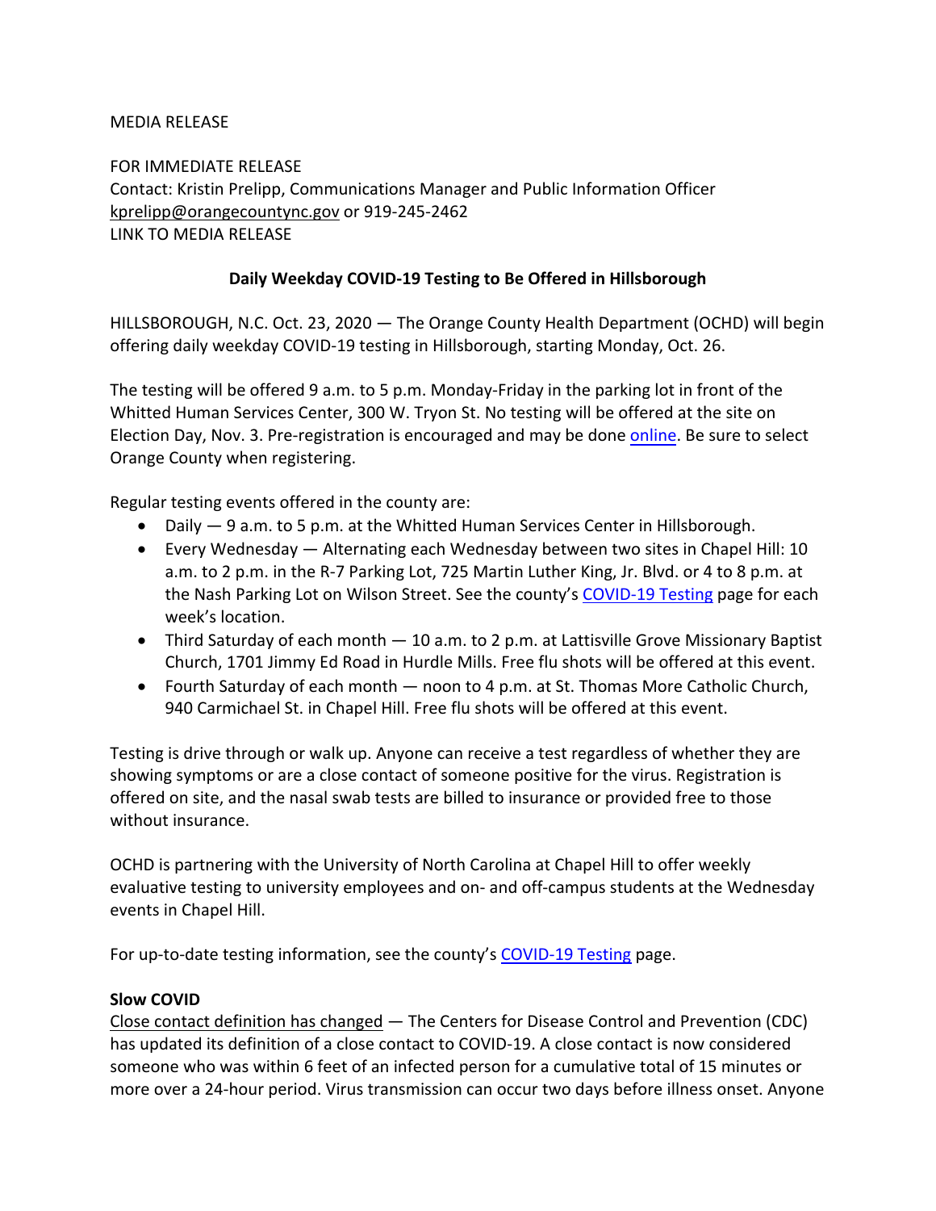MEDIA RELEASE

FOR IMMEDIATE RELEASE
Contact: Kristin Prelipp, Communications Manager and Public Information Officer
kprelipp@orangecountync.gov or 919-245-2462
LINK TO MEDIA RELEASE

**Daily Weekday COVID-19 Testing to Be Offered in Hillsborough**

HILLSBOROUGH, N.C. Oct. 23, 2020 — The Orange County Health Department (OCHD) will begin offering daily weekday COVID-19 testing in Hillsborough, starting Monday, Oct. 26.

The testing will be offered 9 a.m. to 5 p.m. Monday-Friday in the parking lot in front of the Whitted Human Services Center, 300 W. Tryon St. No testing will be offered at the site on Election Day, Nov. 3. Pre-registration is encouraged and may be done online. Be sure to select Orange County when registering.

Regular testing events offered in the county are:

- Daily — 9 a.m. to 5 p.m. at the Whitted Human Services Center in Hillsborough.
- Every Wednesday — Alternating each Wednesday between two sites in Chapel Hill: 10 a.m. to 2 p.m. in the R-7 Parking Lot, 725 Martin Luther King, Jr. Blvd. or 4 to 8 p.m. at the Nash Parking Lot on Wilson Street. See the county's COVID-19 Testing page for each week's location.
- Third Saturday of each month — 10 a.m. to 2 p.m. at Lattisville Grove Missionary Baptist Church, 1701 Jimmy Ed Road in Hurdle Mills. Free flu shots will be offered at this event.
- Fourth Saturday of each month — noon to 4 p.m. at St. Thomas More Catholic Church, 940 Carmichael St. in Chapel Hill. Free flu shots will be offered at this event.

Testing is drive through or walk up. Anyone can receive a test regardless of whether they are showing symptoms or are a close contact of someone positive for the virus. Registration is offered on site, and the nasal swab tests are billed to insurance or provided free to those without insurance.

OCHD is partnering with the University of North Carolina at Chapel Hill to offer weekly evaluative testing to university employees and on- and off-campus students at the Wednesday events in Chapel Hill.

For up-to-date testing information, see the county's COVID-19 Testing page.

**Slow COVID**

Close contact definition has changed — The Centers for Disease Control and Prevention (CDC) has updated its definition of a close contact to COVID-19. A close contact is now considered someone who was within 6 feet of an infected person for a cumulative total of 15 minutes or more over a 24-hour period. Virus transmission can occur two days before illness onset. Anyone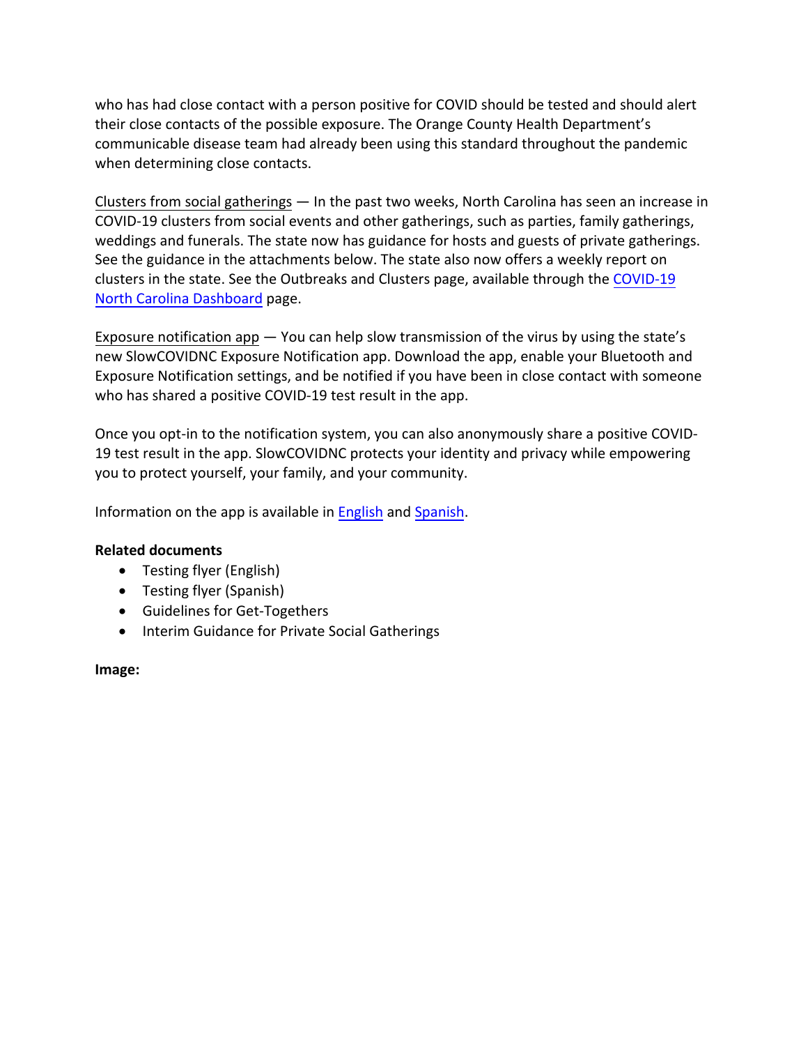who has had close contact with a person positive for COVID should be tested and should alert their close contacts of the possible exposure. The Orange County Health Department's communicable disease team had already been using this standard throughout the pandemic when determining close contacts.

Clusters from social gatherings — In the past two weeks, North Carolina has seen an increase in COVID-19 clusters from social events and other gatherings, such as parties, family gatherings, weddings and funerals. The state now has guidance for hosts and guests of private gatherings. See the guidance in the attachments below. The state also now offers a weekly report on clusters in the state. See the Outbreaks and Clusters page, available through the COVID-19 North Carolina Dashboard page.

Exposure notification app — You can help slow transmission of the virus by using the state's new SlowCOVIDNC Exposure Notification app. Download the app, enable your Bluetooth and Exposure Notification settings, and be notified if you have been in close contact with someone who has shared a positive COVID-19 test result in the app.

Once you opt-in to the notification system, you can also anonymously share a positive COVID-19 test result in the app. SlowCOVIDNC protects your identity and privacy while empowering you to protect yourself, your family, and your community.

Information on the app is available in English and Spanish.

**Related documents**

- Testing flyer (English)
- Testing flyer (Spanish)
- Guidelines for Get-Togethers
- Interim Guidance for Private Social Gatherings

**Image:**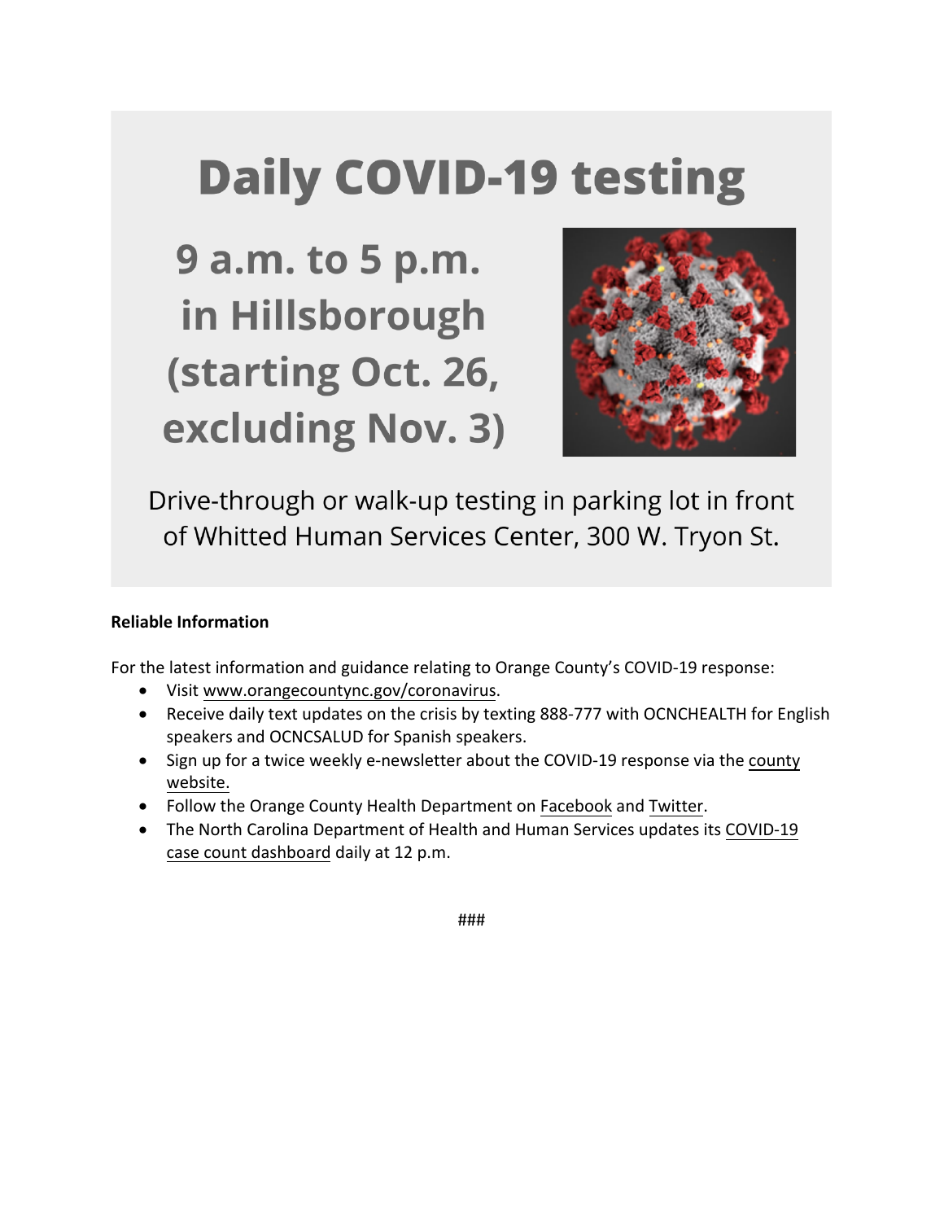# Daily COVID-19 testing

## 9 a.m. to 5 p.m. in Hillsborough (starting Oct. 26, excluding Nov. 3)

Drive-through or walk-up testing in parking lot in front of Whitted Human Services Center, 300 W. Tryon St.

**Reliable Information**

For the latest information and guidance relating to Orange County's COVID-19 response:

- Visit www.orangecountync.gov/coronavirus.
- Receive daily text updates on the crisis by texting 888-777 with OCNCHEALTH for English speakers and OCNCSALUD for Spanish speakers.
- Sign up for a twice weekly e-newsletter about the COVID-19 response via the county website.
- Follow the Orange County Health Department on Facebook and Twitter.
- The North Carolina Department of Health and Human Services updates its COVID-19 case count dashboard daily at 12 p.m.

###